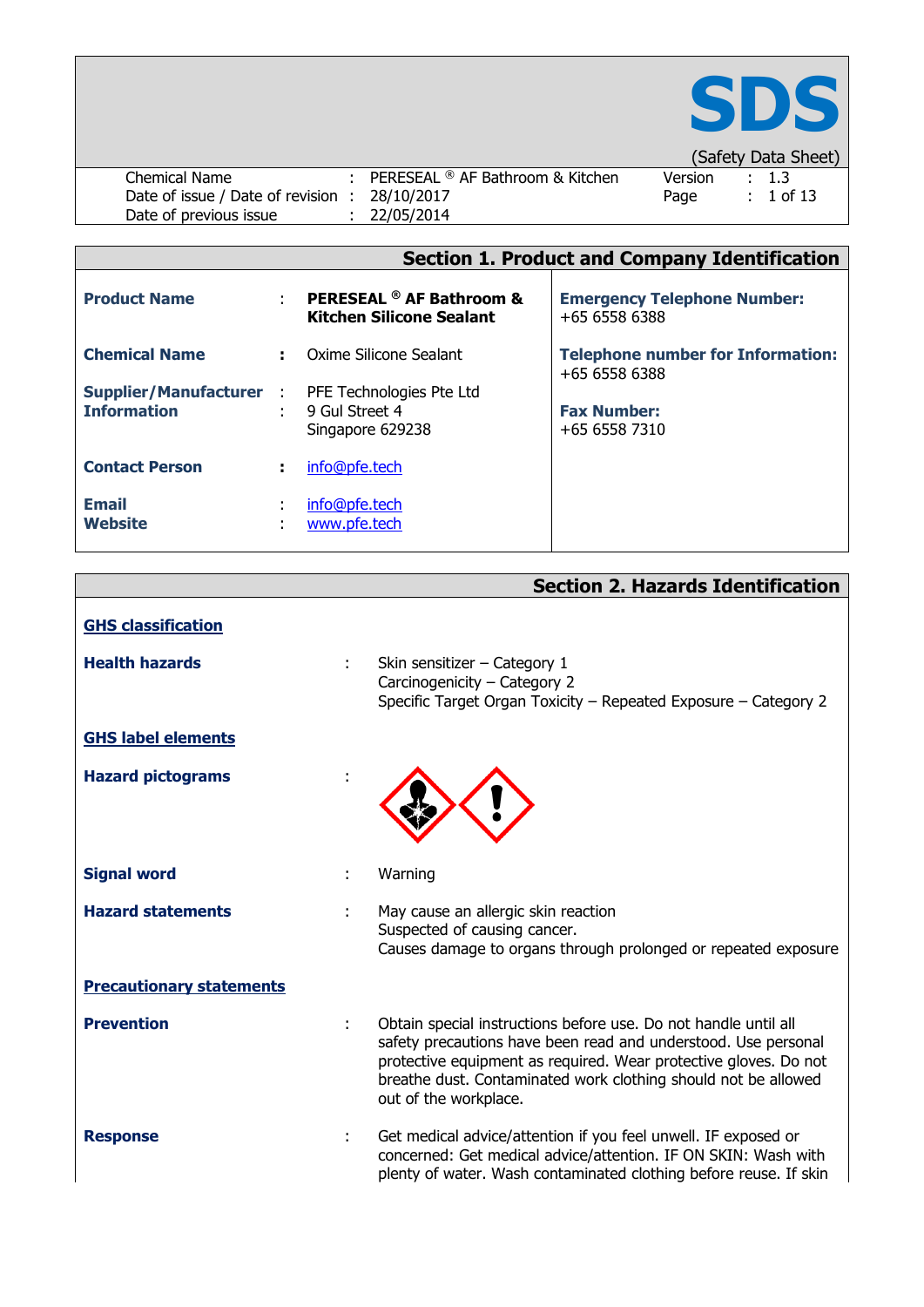# SDS

(Safety Data Sheet)

| | | | | |
|---|---|---|---|---|
| Chemical Name | : | PERESEAL ® AF Bathroom & Kitchen | Version | : 1.3 |
| Date of issue / Date of revision | : | 28/10/2017 | | |
| Date of previous issue | : | 22/05/2014 | | |

## Section 1. Product and Company Identification

**Product Name** : **PERESEAL ® AF Bathroom & Kitchen Silicone Sealant**

**Chemical Name** : Oxime Silicone Sealant

**Supplier/Manufacturer Information** : PFE Technologies Pte Ltd, 9 Gul Street 4, Singapore 629238

**Contact Person** : info@pfe.tech

**Email** : info@pfe.tech

**Website** : www.pfe.tech

**Emergency Telephone Number:** +65 6558 6388

**Telephone number for Information:** +65 6558 6388

**Fax Number:** +65 6558 7310

## Section 2. Hazards Identification

**GHS classification**

**Health hazards** : Skin sensitizer – Category 1
Carcinogenicity – Category 2
Specific Target Organ Toxicity – Repeated Exposure – Category 2

**GHS label elements**

**Hazard pictograms** :

**Signal word** : Warning

**Hazard statements** : May cause an allergic skin reaction
Suspected of causing cancer.
Causes damage to organs through prolonged or repeated exposure

**Precautionary statements**

**Prevention** : Obtain special instructions before use. Do not handle until all safety precautions have been read and understood. Use personal protective equipment as required. Wear protective gloves. Do not breathe dust. Contaminated work clothing should not be allowed out of the workplace.

**Response** : Get medical advice/attention if you feel unwell. IF exposed or concerned: Get medical advice/attention. IF ON SKIN: Wash with plenty of water. Wash contaminated clothing before reuse. If skin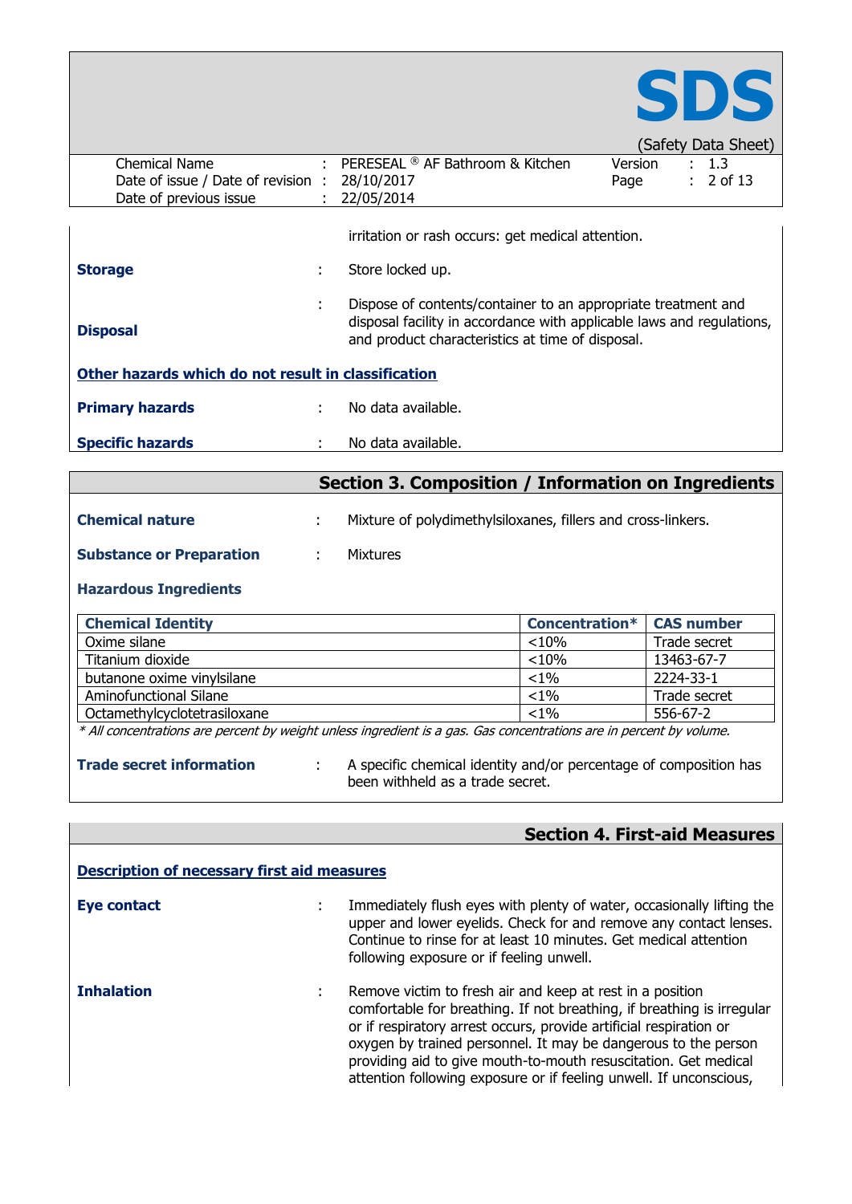irritation or rash occurs: get medical attention.

**Storage** : Store locked up.

**Disposal** : Dispose of contents/container to an appropriate treatment and disposal facility in accordance with applicable laws and regulations, and product characteristics at time of disposal.

**Other hazards which do not result in classification**

**Primary hazards** : No data available.

**Specific hazards** : No data available.

## Section 3. Composition / Information on Ingredients

**Chemical nature** : Mixture of polydimethylsiloxanes, fillers and cross-linkers.

**Substance or Preparation** : Mixtures

**Hazardous Ingredients**

| Chemical Identity | Concentration* | CAS number |
|---|---|---|
| Oxime silane | <10% | Trade secret |
| Titanium dioxide | <10% | 13463-67-7 |
| butanone oxime vinylsilane | <1% | 2224-33-1 |
| Aminofunctional Silane | <1% | Trade secret |
| Octamethylcyclotetrasiloxane | <1% | 556-67-2 |

*\* All concentrations are percent by weight unless ingredient is a gas. Gas concentrations are in percent by volume.*

**Trade secret information** : A specific chemical identity and/or percentage of composition has been withheld as a trade secret.

## Section 4. First-aid Measures

**Description of necessary first aid measures**

**Eye contact** : Immediately flush eyes with plenty of water, occasionally lifting the upper and lower eyelids. Check for and remove any contact lenses. Continue to rinse for at least 10 minutes. Get medical attention following exposure or if feeling unwell.

**Inhalation** : Remove victim to fresh air and keep at rest in a position comfortable for breathing. If not breathing, if breathing is irregular or if respiratory arrest occurs, provide artificial respiration or oxygen by trained personnel. It may be dangerous to the person providing aid to give mouth-to-mouth resuscitation. Get medical attention following exposure or if feeling unwell. If unconscious,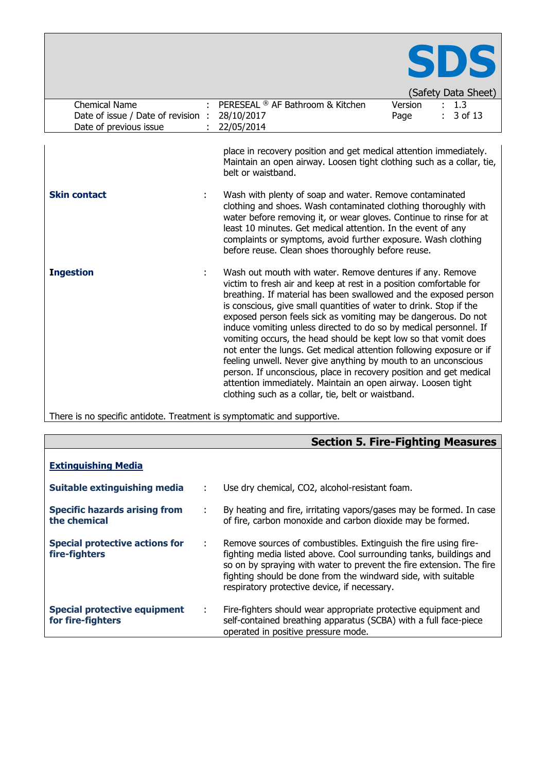place in recovery position and get medical attention immediately. Maintain an open airway. Loosen tight clothing such as a collar, tie, belt or waistband.

**Skin contact** : Wash with plenty of soap and water. Remove contaminated clothing and shoes. Wash contaminated clothing thoroughly with water before removing it, or wear gloves. Continue to rinse for at least 10 minutes. Get medical attention. In the event of any complaints or symptoms, avoid further exposure. Wash clothing before reuse. Clean shoes thoroughly before reuse.

**Ingestion** : Wash out mouth with water. Remove dentures if any. Remove victim to fresh air and keep at rest in a position comfortable for breathing. If material has been swallowed and the exposed person is conscious, give small quantities of water to drink. Stop if the exposed person feels sick as vomiting may be dangerous. Do not induce vomiting unless directed to do so by medical personnel. If vomiting occurs, the head should be kept low so that vomit does not enter the lungs. Get medical attention following exposure or if feeling unwell. Never give anything by mouth to an unconscious person. If unconscious, place in recovery position and get medical attention immediately. Maintain an open airway. Loosen tight clothing such as a collar, tie, belt or waistband.

There is no specific antidote. Treatment is symptomatic and supportive.

## Section 5. Fire-Fighting Measures

### Extinguishing Media

**Suitable extinguishing media** : Use dry chemical, $CO_2$, alcohol-resistant foam.

**Specific hazards arising from the chemical** : By heating and fire, irritating vapors/gases may be formed. In case of fire, carbon monoxide and carbon dioxide may be formed.

**Special protective actions for fire-fighters** : Remove sources of combustibles. Extinguish the fire using fire-fighting media listed above. Cool surrounding tanks, buildings and so on by spraying with water to prevent the fire extension. The fire fighting should be done from the windward side, with suitable respiratory protective device, if necessary.

**Special protective equipment for fire-fighters** : Fire-fighters should wear appropriate protective equipment and self-contained breathing apparatus (SCBA) with a full face-piece operated in positive pressure mode.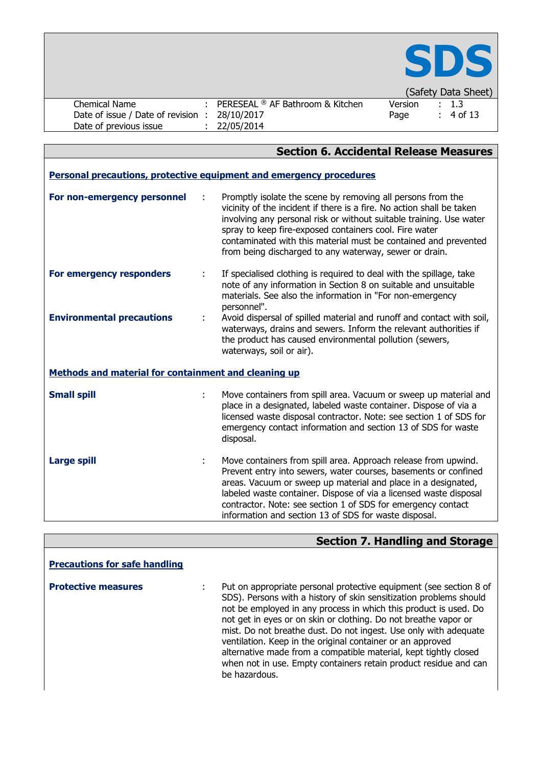## Section 6. Accidental Release Measures

### Personal precautions, protective equipment and emergency procedures

**For non-emergency personnel** : Promptly isolate the scene by removing all persons from the vicinity of the incident if there is a fire. No action shall be taken involving any personal risk or without suitable training. Use water spray to keep fire-exposed containers cool. Fire water contaminated with this material must be contained and prevented from being discharged to any waterway, sewer or drain.

**For emergency responders** : If specialised clothing is required to deal with the spillage, take note of any information in Section 8 on suitable and unsuitable materials. See also the information in "For non-emergency personnel".

**Environmental precautions** : Avoid dispersal of spilled material and runoff and contact with soil, waterways, drains and sewers. Inform the relevant authorities if the product has caused environmental pollution (sewers, waterways, soil or air).

### Methods and material for containment and cleaning up

**Small spill** : Move containers from spill area. Vacuum or sweep up material and place in a designated, labeled waste container. Dispose of via a licensed waste disposal contractor. Note: see section 1 of SDS for emergency contact information and section 13 of SDS for waste disposal.

**Large spill** : Move containers from spill area. Approach release from upwind. Prevent entry into sewers, water courses, basements or confined areas. Vacuum or sweep up material and place in a designated, labeled waste container. Dispose of via a licensed waste disposal contractor. Note: see section 1 of SDS for emergency contact information and section 13 of SDS for waste disposal.

## Section 7. Handling and Storage

### Precautions for safe handling

**Protective measures** : Put on appropriate personal protective equipment (see section 8 of SDS). Persons with a history of skin sensitization problems should not be employed in any process in which this product is used. Do not get in eyes or on skin or clothing. Do not breathe vapor or mist. Do not breathe dust. Do not ingest. Use only with adequate ventilation. Keep in the original container or an approved alternative made from a compatible material, kept tightly closed when not in use. Empty containers retain product residue and can be hazardous.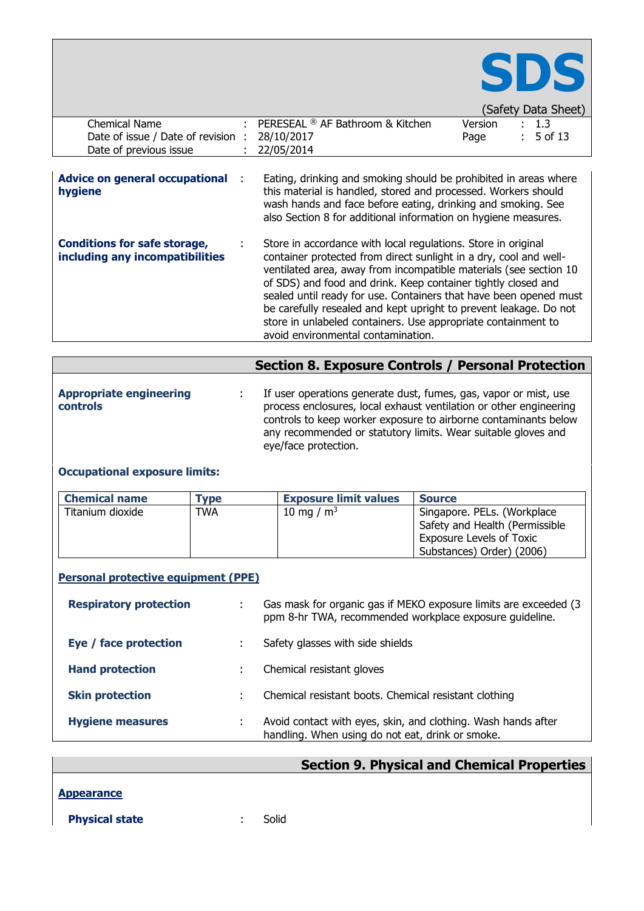**Advice on general occupational hygiene** : Eating, drinking and smoking should be prohibited in areas where this material is handled, stored and processed. Workers should wash hands and face before eating, drinking and smoking. See also Section 8 for additional information on hygiene measures.

**Conditions for safe storage, including any incompatibilities** : Store in accordance with local regulations. Store in original container protected from direct sunlight in a dry, cool and well-ventilated area, away from incompatible materials (see section 10 of SDS) and food and drink. Keep container tightly closed and sealed until ready for use. Containers that have been opened must be carefully resealed and kept upright to prevent leakage. Do not store in unlabeled containers. Use appropriate containment to avoid environmental contamination.

## Section 8. Exposure Controls / Personal Protection

**Appropriate engineering controls** : If user operations generate dust, fumes, gas, vapor or mist, use process enclosures, local exhaust ventilation or other engineering controls to keep worker exposure to airborne contaminants below any recommended or statutory limits. Wear suitable gloves and eye/face protection.

**Occupational exposure limits:**

| Chemical name | Type | Exposure limit values | Source |
|---|---|---|---|
| Titanium dioxide | TWA | 10 mg / $m^3$ | Singapore. PELs. (Workplace Safety and Health (Permissible Exposure Levels of Toxic Substances) Order) (2006) |

**Personal protective equipment (PPE)**

**Respiratory protection** : Gas mask for organic gas if MEKO exposure limits are exceeded (3 ppm 8-hr TWA, recommended workplace exposure guideline.

**Eye / face protection** : Safety glasses with side shields

**Hand protection** : Chemical resistant gloves

**Skin protection** : Chemical resistant boots. Chemical resistant clothing

**Hygiene measures** : Avoid contact with eyes, skin, and clothing. Wash hands after handling. When using do not eat, drink or smoke.

## Section 9. Physical and Chemical Properties

**Appearance**

**Physical state** : Solid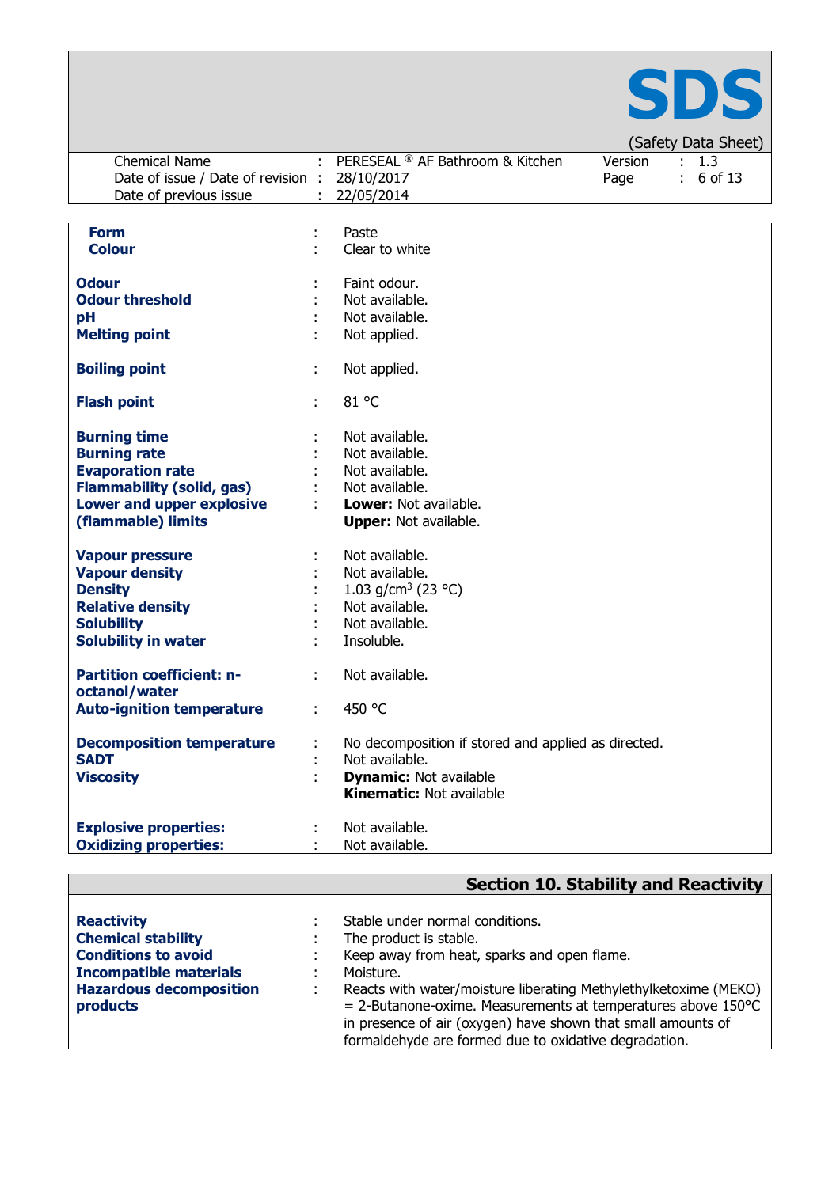| | | |
|---|---|---|
| **Form** | : | Paste |
| **Colour** | : | Clear to white |
| **Odour** | : | Faint odour. |
| **Odour threshold** | : | Not available. |
| **pH** | : | Not available. |
| **Melting point** | : | Not applied. |
| **Boiling point** | : | Not applied. |
| **Flash point** | : | 81 °C |
| **Burning time** | : | Not available. |
| **Burning rate** | : | Not available. |
| **Evaporation rate** | : | Not available. |
| **Flammability (solid, gas)** | : | Not available. |
| **Lower and upper explosive (flammable) limits** | : | **Lower:** Not available.<br>**Upper:** Not available. |
| **Vapour pressure** | : | Not available. |
| **Vapour density** | : | Not available. |
| **Density** | : | 1.03 g/cm$^3$ (23 °C) |
| **Relative density** | : | Not available. |
| **Solubility** | : | Not available. |
| **Solubility in water** | : | Insoluble. |
| **Partition coefficient: n-octanol/water** | : | Not available. |
| **Auto-ignition temperature** | : | 450 °C |
| **Decomposition temperature** | : | No decomposition if stored and applied as directed. |
| **SADT** | : | Not available. |
| **Viscosity** | : | **Dynamic:** Not available<br>**Kinematic:** Not available |
| **Explosive properties:** | : | Not available. |
| **Oxidizing properties:** | : | Not available. |

## Section 10. Stability and Reactivity

| | | |
|---|---|---|
| **Reactivity** | : | Stable under normal conditions. |
| **Chemical stability** | : | The product is stable. |
| **Conditions to avoid** | : | Keep away from heat, sparks and open flame. |
| **Incompatible materials** | : | Moisture. |
| **Hazardous decomposition products** | : | Reacts with water/moisture liberating Methylethylketoxime (MEKO) = 2-Butanone-oxime. Measurements at temperatures above 150°C in presence of air (oxygen) have shown that small amounts of formaldehyde are formed due to oxidative degradation. |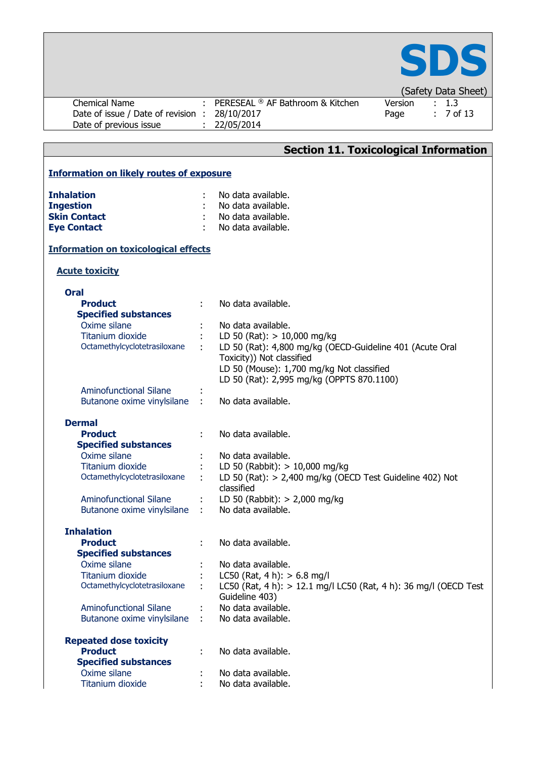## Section 11. Toxicological Information

### Information on likely routes of exposure

| | | |
|---|---|---|
| **Inhalation** | : | No data available. |
| **Ingestion** | : | No data available. |
| **Skin Contact** | : | No data available. |
| **Eye Contact** | : | No data available. |

### Information on toxicological effects

#### Acute toxicity

**Oral**

| | | |
|---|---|---|
| **Product** | : | No data available. |
| **Specified substances** | | |
| Oxime silane | : | No data available. |
| Titanium dioxide | : | LD 50 (Rat): > 10,000 mg/kg |
| Octamethylcyclotetrasiloxane | : | LD 50 (Rat): 4,800 mg/kg (OECD-Guideline 401 (Acute Oral Toxicity)) Not classified<br>LD 50 (Mouse): 1,700 mg/kg Not classified<br>LD 50 (Rat): 2,995 mg/kg (OPPTS 870.1100) |
| Aminofunctional Silane | : | |
| Butanone oxime vinylsilane | : | No data available. |

**Dermal**

| | | |
|---|---|---|
| **Product** | : | No data available. |
| **Specified substances** | | |
| Oxime silane | : | No data available. |
| Titanium dioxide | : | LD 50 (Rabbit): > 10,000 mg/kg |
| Octamethylcyclotetrasiloxane | : | LD 50 (Rat): > 2,400 mg/kg (OECD Test Guideline 402) Not classified |
| Aminofunctional Silane | : | LD 50 (Rabbit): > 2,000 mg/kg |
| Butanone oxime vinylsilane | : | No data available. |

**Inhalation**

| | | |
|---|---|---|
| **Product** | : | No data available. |
| **Specified substances** | | |
| Oxime silane | : | No data available. |
| Titanium dioxide | : | LC50 (Rat, 4 h): > 6.8 mg/l |
| Octamethylcyclotetrasiloxane | : | LC50 (Rat, 4 h): > 12.1 mg/l LC50 (Rat, 4 h): 36 mg/l (OECD Test Guideline 403) |
| Aminofunctional Silane | : | No data available. |
| Butanone oxime vinylsilane | : | No data available. |

**Repeated dose toxicity**

| | | |
|---|---|---|
| **Product** | : | No data available. |
| **Specified substances** | | |
| Oxime silane | : | No data available. |
| Titanium dioxide | : | No data available. |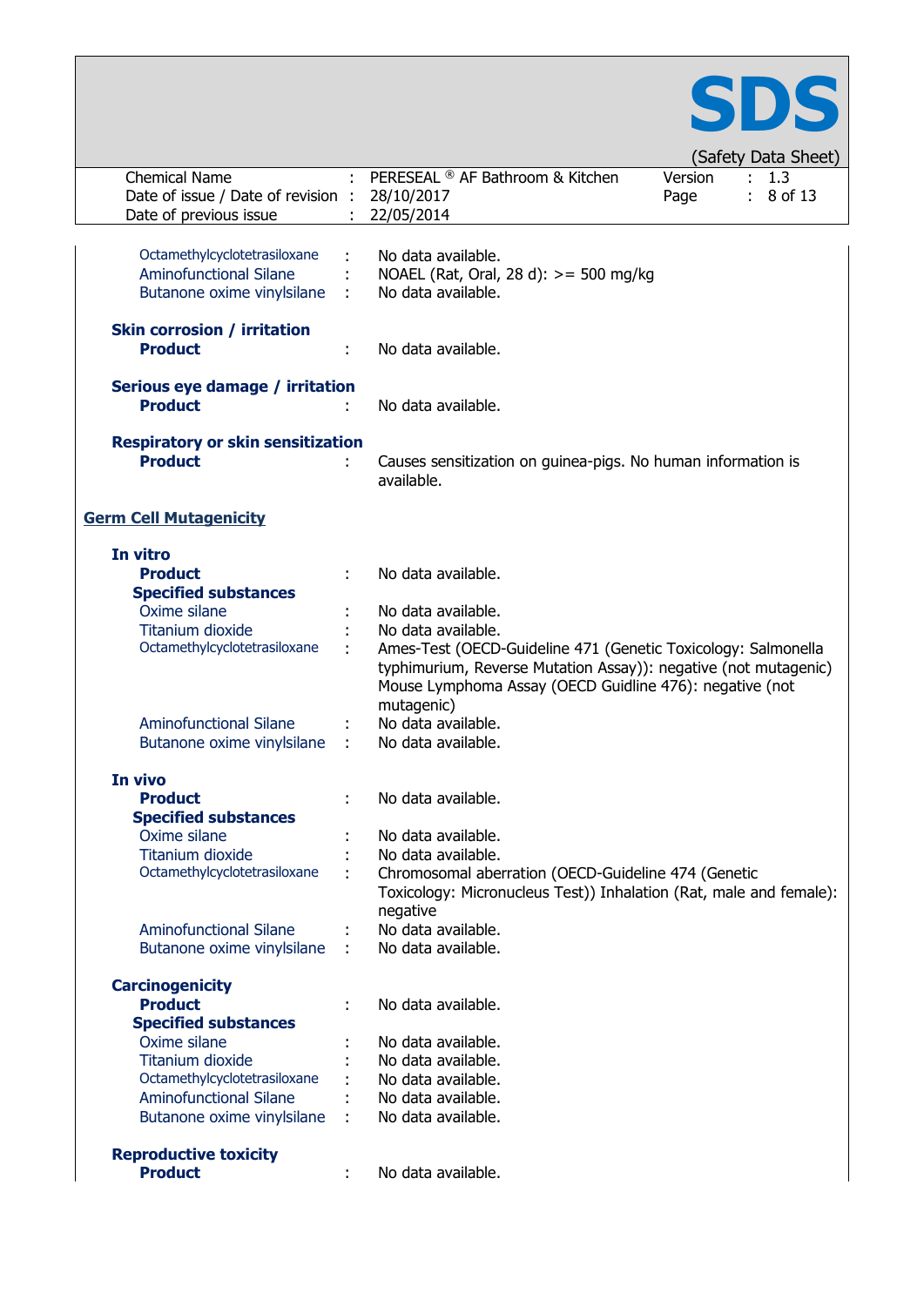| | | |
|---|---|---|
| Octamethylcyclotetrasiloxane | : | No data available. |
| Aminofunctional Silane | : | NOAEL (Rat, Oral, 28 d): >= 500 mg/kg |
| Butanone oxime vinylsilane | : | No data available. |

**Skin corrosion / irritation**

| | | |
|---|---|---|
| **Product** | : | No data available. |

**Serious eye damage / irritation**

| | | |
|---|---|---|
| **Product** | : | No data available. |

**Respiratory or skin sensitization**

| | | |
|---|---|---|
| **Product** | : | Causes sensitization on guinea-pigs. No human information is available. |

## Germ Cell Mutagenicity

**In vitro**

| | | |
|---|---|---|
| **Product** | : | No data available. |
| **Specified substances** | | |
| Oxime silane | : | No data available. |
| Titanium dioxide | : | No data available. |
| Octamethylcyclotetrasiloxane | : | Ames-Test (OECD-Guideline 471 (Genetic Toxicology: Salmonella typhimurium, Reverse Mutation Assay)): negative (not mutagenic) Mouse Lymphoma Assay (OECD Guidline 476): negative (not mutagenic) |
| Aminofunctional Silane | : | No data available. |
| Butanone oxime vinylsilane | : | No data available. |

**In vivo**

| | | |
|---|---|---|
| **Product** | : | No data available. |
| **Specified substances** | | |
| Oxime silane | : | No data available. |
| Titanium dioxide | : | No data available. |
| Octamethylcyclotetrasiloxane | : | Chromosomal aberration (OECD-Guideline 474 (Genetic Toxicology: Micronucleus Test)) Inhalation (Rat, male and female): negative |
| Aminofunctional Silane | : | No data available. |
| Butanone oxime vinylsilane | : | No data available. |

**Carcinogenicity**

| | | |
|---|---|---|
| **Product** | : | No data available. |
| **Specified substances** | | |
| Oxime silane | : | No data available. |
| Titanium dioxide | : | No data available. |
| Octamethylcyclotetrasiloxane | : | No data available. |
| Aminofunctional Silane | : | No data available. |
| Butanone oxime vinylsilane | : | No data available. |

**Reproductive toxicity**

| | | |
|---|---|---|
| **Product** | : | No data available. |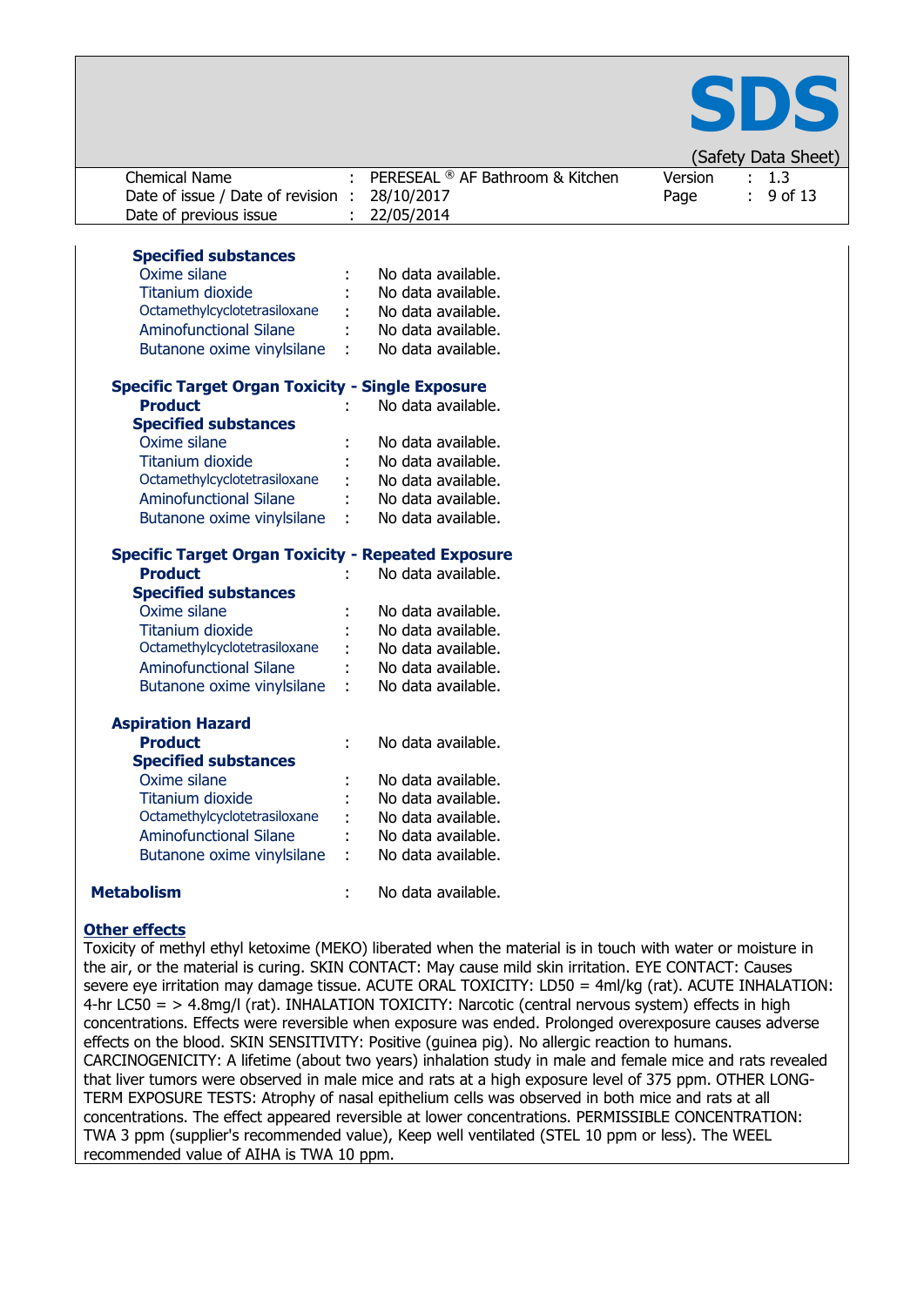**Specified substances**

| | | |
|---|---|---|
| Oxime silane | : | No data available. |
| Titanium dioxide | : | No data available. |
| Octamethylcyclotetrasiloxane | : | No data available. |
| Aminofunctional Silane | : | No data available. |
| Butanone oxime vinylsilane | : | No data available. |

**Specific Target Organ Toxicity - Single Exposure**

| | | |
|---|---|---|
| **Product** | : | No data available. |
| **Specified substances** | | |
| Oxime silane | : | No data available. |
| Titanium dioxide | : | No data available. |
| Octamethylcyclotetrasiloxane | : | No data available. |
| Aminofunctional Silane | : | No data available. |
| Butanone oxime vinylsilane | : | No data available. |

**Specific Target Organ Toxicity - Repeated Exposure**

| | | |
|---|---|---|
| **Product** | : | No data available. |
| **Specified substances** | | |
| Oxime silane | : | No data available. |
| Titanium dioxide | : | No data available. |
| Octamethylcyclotetrasiloxane | : | No data available. |
| Aminofunctional Silane | : | No data available. |
| Butanone oxime vinylsilane | : | No data available. |

**Aspiration Hazard**

| | | |
|---|---|---|
| **Product** | : | No data available. |
| **Specified substances** | | |
| Oxime silane | : | No data available. |
| Titanium dioxide | : | No data available. |
| Octamethylcyclotetrasiloxane | : | No data available. |
| Aminofunctional Silane | : | No data available. |
| Butanone oxime vinylsilane | : | No data available. |

**Metabolism** : No data available.

**Other effects**

Toxicity of methyl ethyl ketoxime (MEKO) liberated when the material is in touch with water or moisture in the air, or the material is curing. SKIN CONTACT: May cause mild skin irritation. EYE CONTACT: Causes severe eye irritation may damage tissue. ACUTE ORAL TOXICITY: LD50 = 4ml/kg (rat). ACUTE INHALATION: 4-hr LC50 = > 4.8mg/l (rat). INHALATION TOXICITY: Narcotic (central nervous system) effects in high concentrations. Effects were reversible when exposure was ended. Prolonged overexposure causes adverse effects on the blood. SKIN SENSITIVITY: Positive (guinea pig). No allergic reaction to humans. CARCINOGENICITY: A lifetime (about two years) inhalation study in male and female mice and rats revealed that liver tumors were observed in male mice and rats at a high exposure level of 375 ppm. OTHER LONG-TERM EXPOSURE TESTS: Atrophy of nasal epithelium cells was observed in both mice and rats at all concentrations. The effect appeared reversible at lower concentrations. PERMISSIBLE CONCENTRATION: TWA 3 ppm (supplier's recommended value), Keep well ventilated (STEL 10 ppm or less). The WEEL recommended value of AIHA is TWA 10 ppm.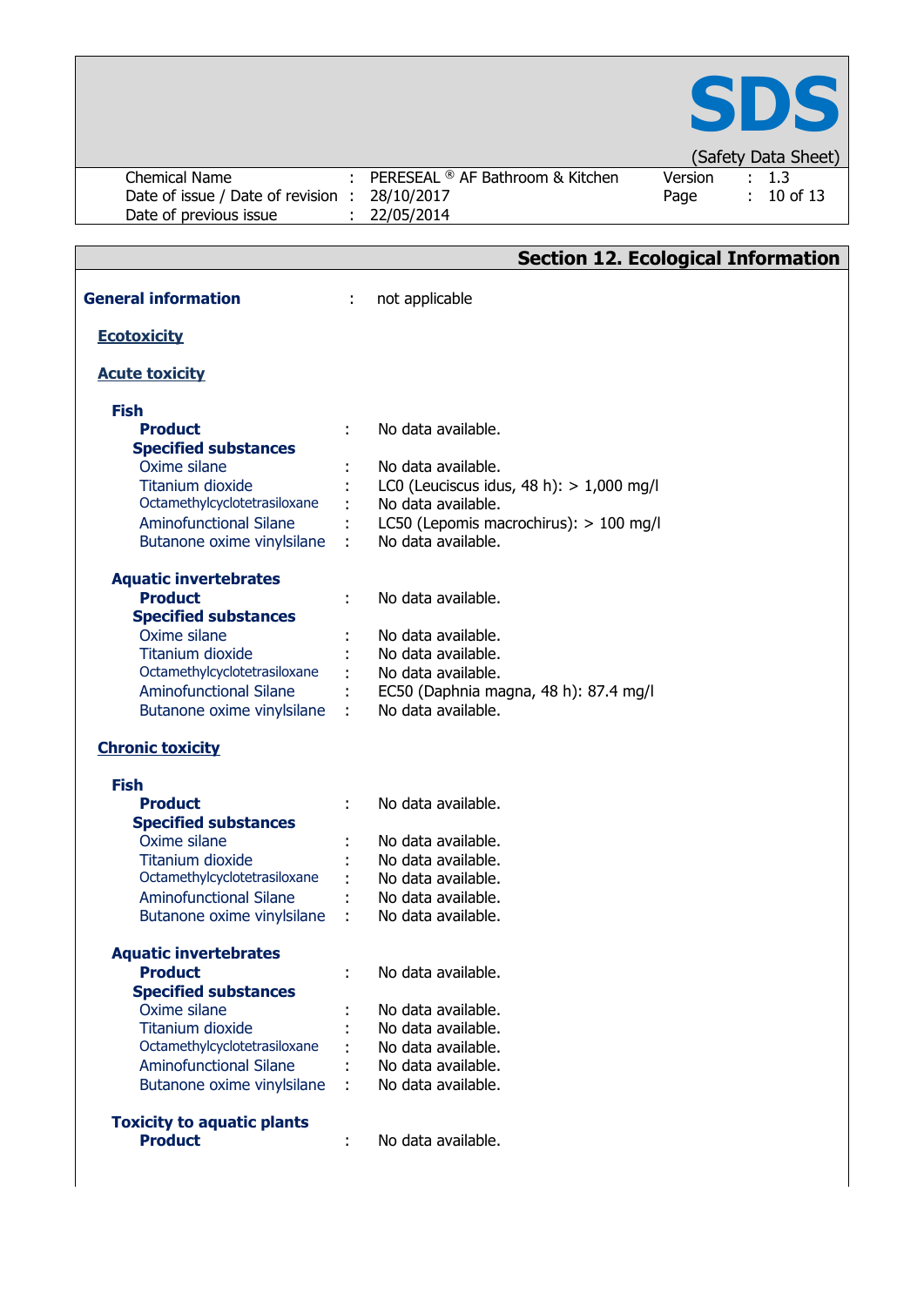## Section 12. Ecological Information

**General information** : not applicable

### Ecotoxicity

### Acute toxicity

**Fish**

| | | |
|---|---|---|
| **Product** | : | No data available. |
| **Specified substances** | | |
| Oxime silane | : | No data available. |
| Titanium dioxide | : | LC0 (Leuciscus idus, 48 h): > 1,000 mg/l |
| Octamethylcyclotetrasiloxane | : | No data available. |
| Aminofunctional Silane | : | LC50 (Lepomis macrochirus): > 100 mg/l |
| Butanone oxime vinylsilane | : | No data available. |

**Aquatic invertebrates**

| | | |
|---|---|---|
| **Product** | : | No data available. |
| **Specified substances** | | |
| Oxime silane | : | No data available. |
| Titanium dioxide | : | No data available. |
| Octamethylcyclotetrasiloxane | : | No data available. |
| Aminofunctional Silane | : | EC50 (Daphnia magna, 48 h): 87.4 mg/l |
| Butanone oxime vinylsilane | : | No data available. |

### Chronic toxicity

**Fish**

| | | |
|---|---|---|
| **Product** | : | No data available. |
| **Specified substances** | | |
| Oxime silane | : | No data available. |
| Titanium dioxide | : | No data available. |
| Octamethylcyclotetrasiloxane | : | No data available. |
| Aminofunctional Silane | : | No data available. |
| Butanone oxime vinylsilane | : | No data available. |

**Aquatic invertebrates**

| | | |
|---|---|---|
| **Product** | : | No data available. |
| **Specified substances** | | |
| Oxime silane | : | No data available. |
| Titanium dioxide | : | No data available. |
| Octamethylcyclotetrasiloxane | : | No data available. |
| Aminofunctional Silane | : | No data available. |
| Butanone oxime vinylsilane | : | No data available. |

**Toxicity to aquatic plants**

| | | |
|---|---|---|
| **Product** | : | No data available. |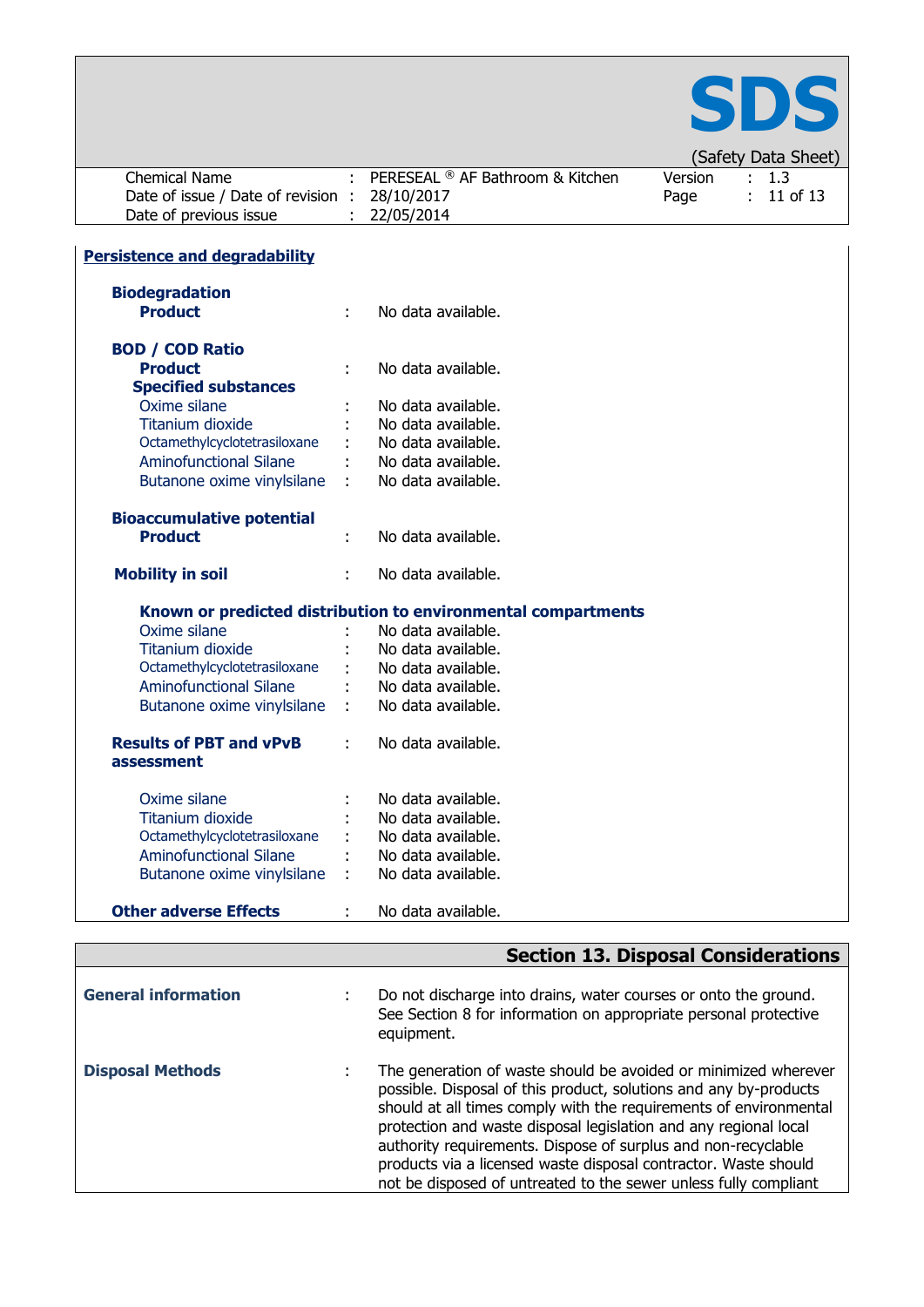## Persistence and degradability

**Biodegradation**

| | | |
|---|---|---|
| **Product** | : | No data available. |

**BOD / COD Ratio**

| | | |
|---|---|---|
| **Product** | : | No data available. |
| **Specified substances** | | |
| Oxime silane | : | No data available. |
| Titanium dioxide | : | No data available. |
| Octamethylcyclotetrasiloxane | : | No data available. |
| Aminofunctional Silane | : | No data available. |
| Butanone oxime vinylsilane | : | No data available. |

**Bioaccumulative potential**

| | | |
|---|---|---|
| **Product** | : | No data available. |

**Mobility in soil** : No data available.

**Known or predicted distribution to environmental compartments**

| | | |
|---|---|---|
| Oxime silane | : | No data available. |
| Titanium dioxide | : | No data available. |
| Octamethylcyclotetrasiloxane | : | No data available. |
| Aminofunctional Silane | : | No data available. |
| Butanone oxime vinylsilane | : | No data available. |

**Results of PBT and vPvB assessment** : No data available.

| | | |
|---|---|---|
| Oxime silane | : | No data available. |
| Titanium dioxide | : | No data available. |
| Octamethylcyclotetrasiloxane | : | No data available. |
| Aminofunctional Silane | : | No data available. |
| Butanone oxime vinylsilane | : | No data available. |

**Other adverse Effects** : No data available.

## Section 13. Disposal Considerations

**General information** : Do not discharge into drains, water courses or onto the ground. See Section 8 for information on appropriate personal protective equipment.

**Disposal Methods** : The generation of waste should be avoided or minimized wherever possible. Disposal of this product, solutions and any by-products should at all times comply with the requirements of environmental protection and waste disposal legislation and any regional local authority requirements. Dispose of surplus and non-recyclable products via a licensed waste disposal contractor. Waste should not be disposed of untreated to the sewer unless fully compliant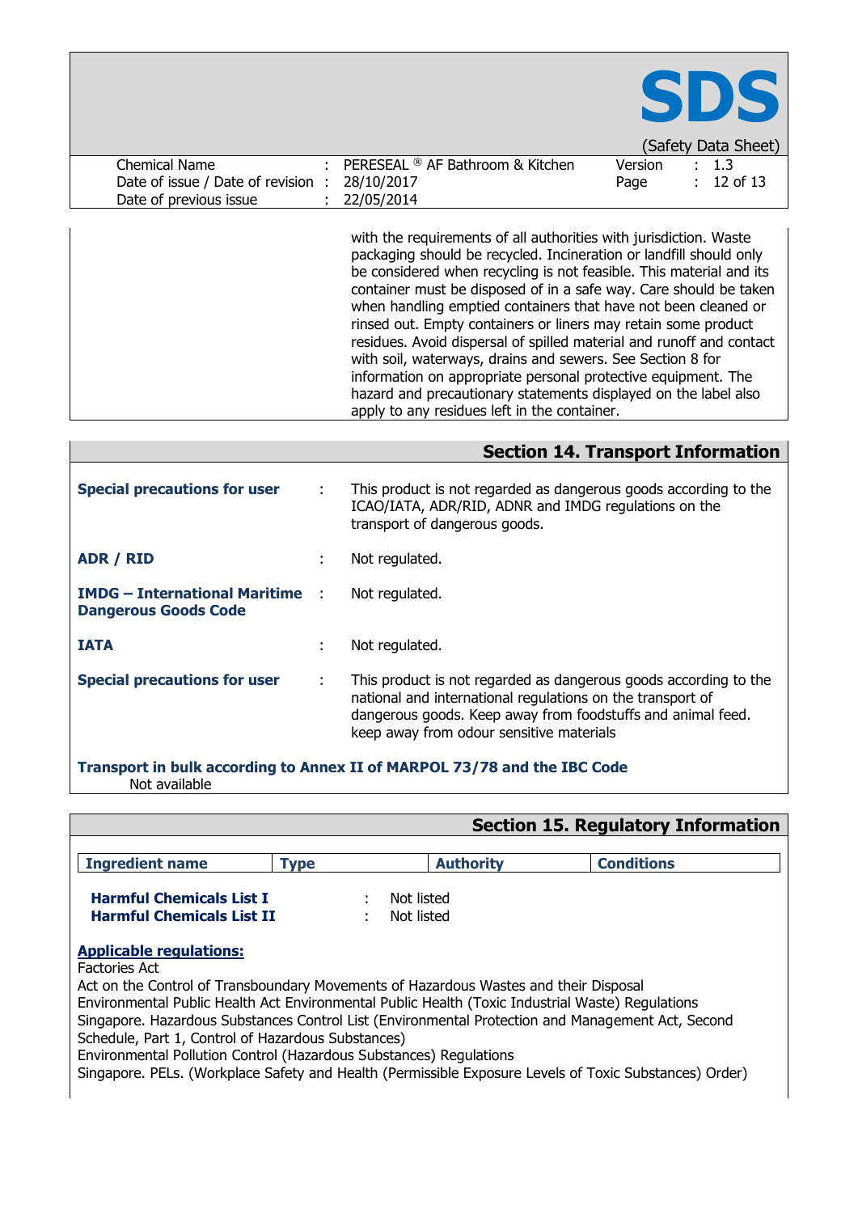with the requirements of all authorities with jurisdiction. Waste packaging should be recycled. Incineration or landfill should only be considered when recycling is not feasible. This material and its container must be disposed of in a safe way. Care should be taken when handling emptied containers that have not been cleaned or rinsed out. Empty containers or liners may retain some product residues. Avoid dispersal of spilled material and runoff and contact with soil, waterways, drains and sewers. See Section 8 for information on appropriate personal protective equipment. The hazard and precautionary statements displayed on the label also apply to any residues left in the container.

## Section 14. Transport Information

**Special precautions for user** : This product is not regarded as dangerous goods according to the ICAO/IATA, ADR/RID, ADNR and IMDG regulations on the transport of dangerous goods.

**ADR / RID** : Not regulated.

**IMDG – International Maritime Dangerous Goods Code** : Not regulated.

**IATA** : Not regulated.

**Special precautions for user** : This product is not regarded as dangerous goods according to the national and international regulations on the transport of dangerous goods. Keep away from foodstuffs and animal feed. keep away from odour sensitive materials

**Transport in bulk according to Annex II of MARPOL 73/78 and the IBC Code**
Not available

## Section 15. Regulatory Information

| Ingredient name | Type | Authority | Conditions |
|---|---|---|---|

**Harmful Chemicals List I** : Not listed
**Harmful Chemicals List II** : Not listed

**Applicable regulations:**

Factories Act
Act on the Control of Transboundary Movements of Hazardous Wastes and their Disposal
Environmental Public Health Act Environmental Public Health (Toxic Industrial Waste) Regulations
Singapore. Hazardous Substances Control List (Environmental Protection and Management Act, Second Schedule, Part 1, Control of Hazardous Substances)
Environmental Pollution Control (Hazardous Substances) Regulations
Singapore. PELs. (Workplace Safety and Health (Permissible Exposure Levels of Toxic Substances) Order)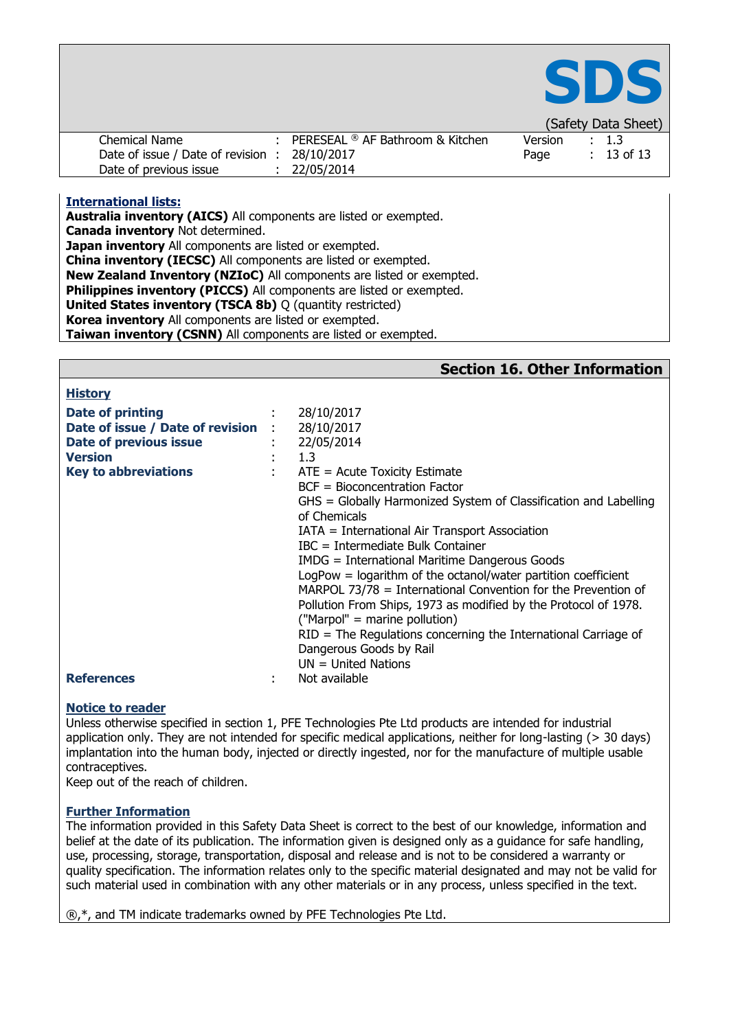**International lists:**

**Australia inventory (AICS)** All components are listed or exempted.
**Canada inventory** Not determined.
**Japan inventory** All components are listed or exempted.
**China inventory (IECSC)** All components are listed or exempted.
**New Zealand Inventory (NZIoC)** All components are listed or exempted.
**Philippines inventory (PICCS)** All components are listed or exempted.
**United States inventory (TSCA 8b)** Q (quantity restricted)
**Korea inventory** All components are listed or exempted.
**Taiwan inventory (CSNN)** All components are listed or exempted.

## Section 16. Other Information

**History**

| | | |
|---|---|---|
| **Date of printing** | : | 28/10/2017 |
| **Date of issue / Date of revision** | : | 28/10/2017 |
| **Date of previous issue** | : | 22/05/2014 |
| **Version** | : | 1.3 |
| **Key to abbreviations** | : | ATE = Acute Toxicity Estimate<br>BCF = Bioconcentration Factor<br>GHS = Globally Harmonized System of Classification and Labelling of Chemicals<br>IATA = International Air Transport Association<br>IBC = Intermediate Bulk Container<br>IMDG = International Maritime Dangerous Goods<br>LogPow = logarithm of the octanol/water partition coefficient<br>MARPOL 73/78 = International Convention for the Prevention of Pollution From Ships, 1973 as modified by the Protocol of 1978. ("Marpol" = marine pollution)<br>RID = The Regulations concerning the International Carriage of Dangerous Goods by Rail<br>UN = United Nations |
| **References** | : | Not available |

**Notice to reader**

Unless otherwise specified in section 1, PFE Technologies Pte Ltd products are intended for industrial application only. They are not intended for specific medical applications, neither for long-lasting (> 30 days) implantation into the human body, injected or directly ingested, nor for the manufacture of multiple usable contraceptives.
Keep out of the reach of children.

**Further Information**

The information provided in this Safety Data Sheet is correct to the best of our knowledge, information and belief at the date of its publication. The information given is designed only as a guidance for safe handling, use, processing, storage, transportation, disposal and release and is not to be considered a warranty or quality specification. The information relates only to the specific material designated and may not be valid for such material used in combination with any other materials or in any process, unless specified in the text.

®,*, and TM indicate trademarks owned by PFE Technologies Pte Ltd.